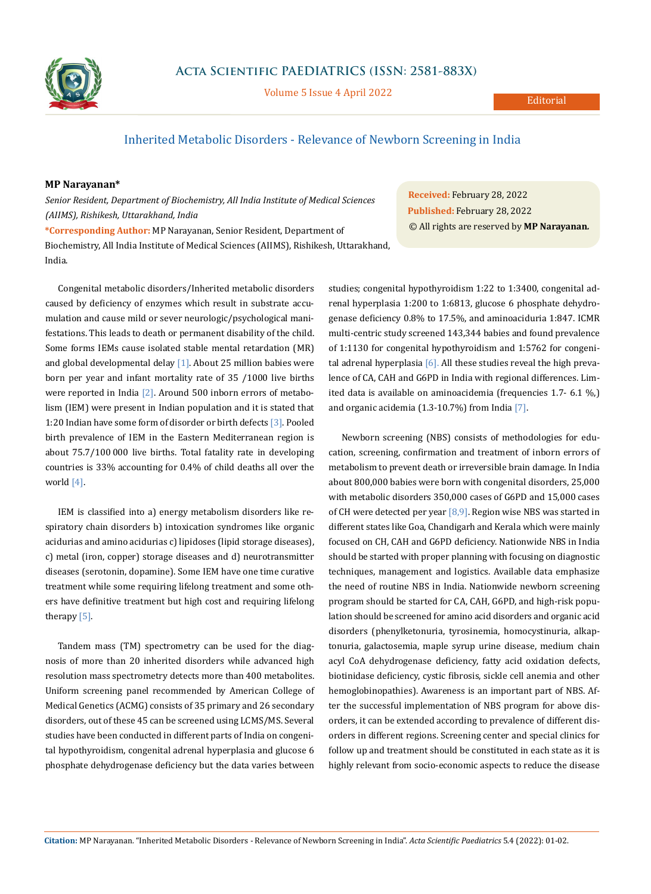# Inherited Metabolic Disorders - Relevance of Newborn Screening in India

**MP Narayanan***

*Senior Resident, Department of Biochemistry, All India Institute of Medical Sciences (AIIMS), Rishikesh, Uttarakhand, India*

**\*Corresponding Author:** MP Narayanan, Senior Resident, Department of Biochemistry, All India Institute of Medical Sciences (AIIMS), Rishikesh, Uttarakhand, India.

**Received:** February 28, 2022
**Published:** February 28, 2022
© All rights are reserved by **MP Narayanan.**

Congenital metabolic disorders/Inherited metabolic disorders caused by deficiency of enzymes which result in substrate accumulation and cause mild or sever neurologic/psychological manifestations. This leads to death or permanent disability of the child. Some forms IEMs cause isolated stable mental retardation (MR) and global developmental delay [1]. About 25 million babies were born per year and infant mortality rate of 35 /1000 live births were reported in India [2]. Around 500 inborn errors of metabolism (IEM) were present in Indian population and it is stated that 1:20 Indian have some form of disorder or birth defects [3]. Pooled birth prevalence of IEM in the Eastern Mediterranean region is about 75.7/100 000 live births. Total fatality rate in developing countries is 33% accounting for 0.4% of child deaths all over the world [4].

IEM is classified into a) energy metabolism disorders like respiratory chain disorders b) intoxication syndromes like organic acidurias and amino acidurias c) lipidoses (lipid storage diseases), c) metal (iron, copper) storage diseases and d) neurotransmitter diseases (serotonin, dopamine). Some IEM have one time curative treatment while some requiring lifelong treatment and some others have definitive treatment but high cost and requiring lifelong therapy [5].

Tandem mass (TM) spectrometry can be used for the diagnosis of more than 20 inherited disorders while advanced high resolution mass spectrometry detects more than 400 metabolites. Uniform screening panel recommended by American College of Medical Genetics (ACMG) consists of 35 primary and 26 secondary disorders, out of these 45 can be screened using LCMS/MS. Several studies have been conducted in different parts of India on congenital hypothyroidism, congenital adrenal hyperplasia and glucose 6 phosphate dehydrogenase deficiency but the data varies between studies; congenital hypothyroidism 1:22 to 1:3400, congenital adrenal hyperplasia 1:200 to 1:6813, glucose 6 phosphate dehydrogenase deficiency 0.8% to 17.5%, and aminoaciduria 1:847. ICMR multi-centric study screened 143,344 babies and found prevalence of 1:1130 for congenital hypothyroidism and 1:5762 for congenital adrenal hyperplasia [6]. All these studies reveal the high prevalence of CA, CAH and G6PD in India with regional differences. Limited data is available on aminoacidemia (frequencies 1.7- 6.1 %,) and organic acidemia (1.3-10.7%) from India [7].

Newborn screening (NBS) consists of methodologies for education, screening, confirmation and treatment of inborn errors of metabolism to prevent death or irreversible brain damage. In India about 800,000 babies were born with congenital disorders, 25,000 with metabolic disorders 350,000 cases of G6PD and 15,000 cases of CH were detected per year [8,9]. Region wise NBS was started in different states like Goa, Chandigarh and Kerala which were mainly focused on CH, CAH and G6PD deficiency. Nationwide NBS in India should be started with proper planning with focusing on diagnostic techniques, management and logistics. Available data emphasize the need of routine NBS in India. Nationwide newborn screening program should be started for CA, CAH, G6PD, and high-risk population should be screened for amino acid disorders and organic acid disorders (phenylketonuria, tyrosinemia, homocystinuria, alkaptonuria, galactosemia, maple syrup urine disease, medium chain acyl CoA dehydrogenase deficiency, fatty acid oxidation defects, biotinidase deficiency, cystic fibrosis, sickle cell anemia and other hemoglobinopathies). Awareness is an important part of NBS. After the successful implementation of NBS program for above disorders, it can be extended according to prevalence of different disorders in different regions. Screening center and special clinics for follow up and treatment should be constituted in each state as it is highly relevant from socio-economic aspects to reduce the disease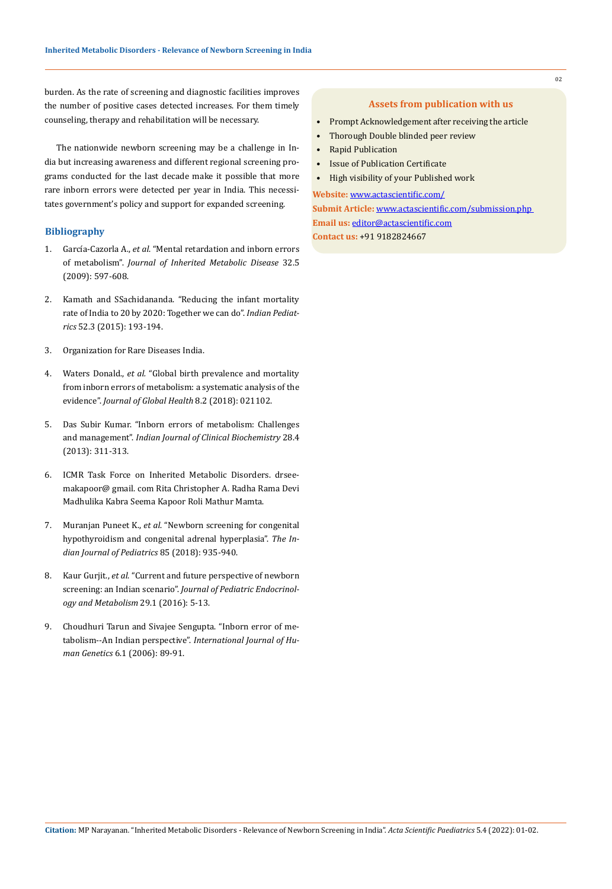burden. As the rate of screening and diagnostic facilities improves the number of positive cases detected increases. For them timely counseling, therapy and rehabilitation will be necessary.

The nationwide newborn screening may be a challenge in India but increasing awareness and different regional screening programs conducted for the last decade make it possible that more rare inborn errors were detected per year in India. This necessitates government's policy and support for expanded screening.

## Bibliography

1. García-Cazorla A., *et al.* "Mental retardation and inborn errors of metabolism". *Journal of Inherited Metabolic Disease* 32.5 (2009): 597-608.
2. Kamath and SSachidananda. "Reducing the infant mortality rate of India to 20 by 2020: Together we can do". *Indian Pediatrics* 52.3 (2015): 193-194.
3. Organization for Rare Diseases India.
4. Waters Donald., *et al.* "Global birth prevalence and mortality from inborn errors of metabolism: a systematic analysis of the evidence". *Journal of Global Health* 8.2 (2018): 021102.
5. Das Subir Kumar. "Inborn errors of metabolism: Challenges and management". *Indian Journal of Clinical Biochemistry* 28.4 (2013): 311-313.
6. ICMR Task Force on Inherited Metabolic Disorders. drseemakapoor@ gmail. com Rita Christopher A. Radha Rama Devi Madhulika Kabra Seema Kapoor Roli Mathur Mamta.
7. Muranjan Puneet K., *et al.* "Newborn screening for congenital hypothyroidism and congenital adrenal hyperplasia". *The Indian Journal of Pediatrics* 85 (2018): 935-940.
8. Kaur Gurjit., *et al.* "Current and future perspective of newborn screening: an Indian scenario". *Journal of Pediatric Endocrinology and Metabolism* 29.1 (2016): 5-13.
9. Choudhuri Tarun and Sivajee Sengupta. "Inborn error of metabolism--An Indian perspective". *International Journal of Human Genetics* 6.1 (2006): 89-91.

**Assets from publication with us**

- Prompt Acknowledgement after receiving the article
- Thorough Double blinded peer review
- Rapid Publication
- Issue of Publication Certificate
- High visibility of your Published work

**Website:** www.actascientific.com/
**Submit Article:** www.actascientific.com/submission.php
**Email us:** editor@actascientific.com
**Contact us:** +91 9182824667

**Citation:** MP Narayanan. "Inherited Metabolic Disorders - Relevance of Newborn Screening in India". *Acta Scientific Paediatrics* 5.4 (2022): 01-02.